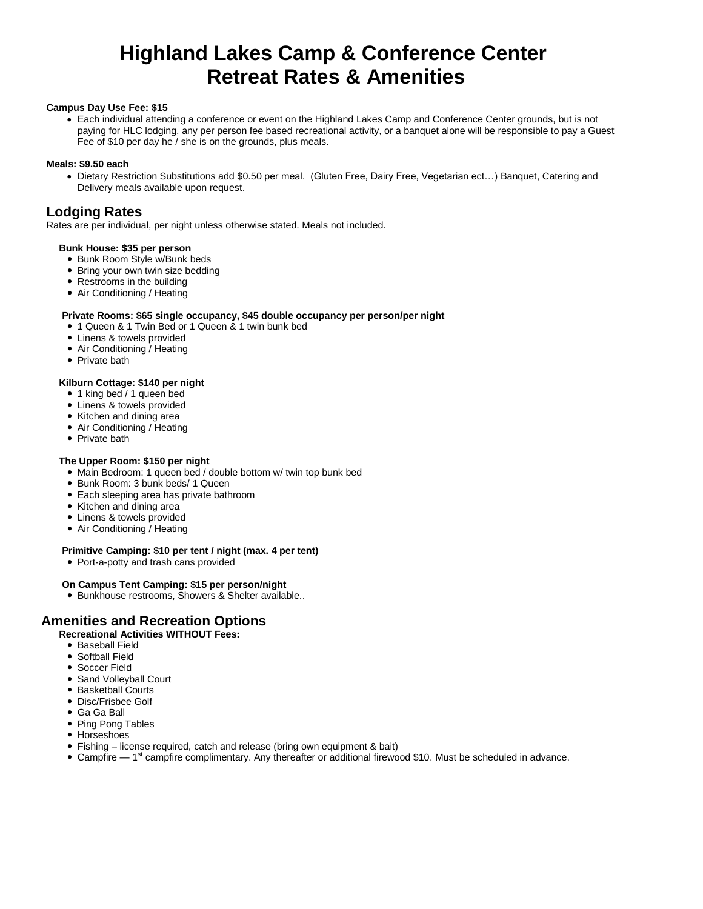# Highland Lakes Camp & Conference Center
# Retreat Rates & Amenities

**Campus Day Use Fee: $15**

- Each individual attending a conference or event on the Highland Lakes Camp and Conference Center grounds, but is not paying for HLC lodging, any per person fee based recreational activity, or a banquet alone will be responsible to pay a Guest Fee of $10 per day he / she is on the grounds, plus meals.

**Meals: $9.50 each**

- Dietary Restriction Substitutions add $0.50 per meal. (Gluten Free, Dairy Free, Vegetarian ect…) Banquet, Catering and Delivery meals available upon request.

## Lodging Rates

Rates are per individual, per night unless otherwise stated. Meals not included.

**Bunk House: $35 per person**

- Bunk Room Style w/Bunk beds
- Bring your own twin size bedding
- Restrooms in the building
- Air Conditioning / Heating

**Private Rooms: $65 single occupancy, $45 double occupancy per person/per night**

- 1 Queen & 1 Twin Bed or 1 Queen & 1 twin bunk bed
- Linens & towels provided
- Air Conditioning / Heating
- Private bath

**Kilburn Cottage: $140 per night**

- 1 king bed / 1 queen bed
- Linens & towels provided
- Kitchen and dining area
- Air Conditioning / Heating
- Private bath

**The Upper Room: $150 per night**

- Main Bedroom: 1 queen bed / double bottom w/ twin top bunk bed
- Bunk Room: 3 bunk beds/ 1 Queen
- Each sleeping area has private bathroom
- Kitchen and dining area
- Linens & towels provided
- Air Conditioning / Heating

**Primitive Camping: $10 per tent / night (max. 4 per tent)**

- Port-a-potty and trash cans provided

**On Campus Tent Camping: $15 per person/night**

- Bunkhouse restrooms, Showers & Shelter available..

## Amenities and Recreation Options

**Recreational Activities WITHOUT Fees:**

- Baseball Field
- Softball Field
- Soccer Field
- Sand Volleyball Court
- Basketball Courts
- Disc/Frisbee Golf
- Ga Ga Ball
- Ping Pong Tables
- Horseshoes
- Fishing – license required, catch and release (bring own equipment & bait)
- Campfire — 1st campfire complimentary. Any thereafter or additional firewood $10. Must be scheduled in advance.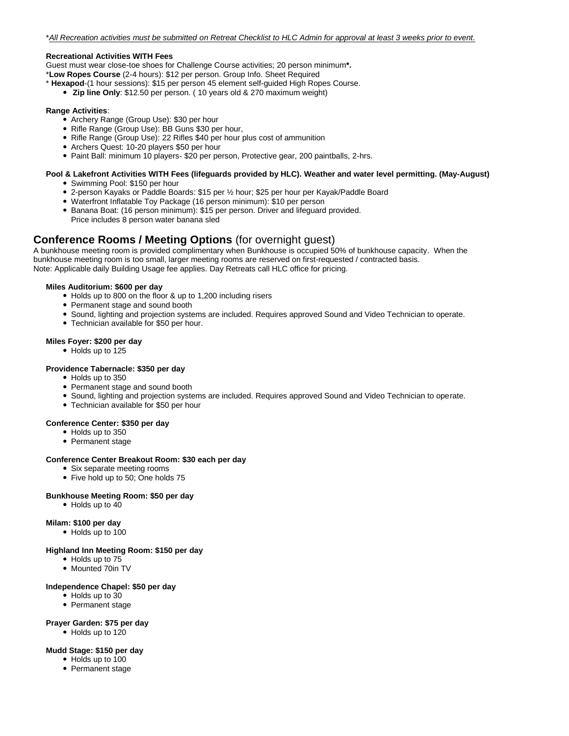*_All Recreation activities must be submitted on Retreat Checklist to HLC Admin for approval at least 3 weeks prior to event._

**Recreational Activities WITH Fees**
Guest must wear close-toe shoes for Challenge Course activities; 20 person minimum**\*.**
\***Low Ropes Course** (2-4 hours): $12 per person. Group Info. Sheet Required
\* **Hexapod**-(1 hour sessions): $15 per person 45 element self-guided High Ropes Course.

- **Zip line Only**: $12.50 per person. ( 10 years old & 270 maximum weight)

**Range Activities**:

- Archery Range (Group Use): $30 per hour
- Rifle Range (Group Use): BB Guns $30 per hour,
- Rifle Range (Group Use): 22 Rifles $40 per hour plus cost of ammunition
- Archers Quest: 10-20 players $50 per hour
- Paint Ball: minimum 10 players- $20 per person, Protective gear, 200 paintballs, 2-hrs.

**Pool & Lakefront Activities WITH Fees (lifeguards provided by HLC). Weather and water level permitting. (May-August)**

- Swimming Pool: $150 per hour
- 2-person Kayaks or Paddle Boards: $15 per ½ hour; $25 per hour per Kayak/Paddle Board
- Waterfront Inflatable Toy Package (16 person minimum): $10 per person
- Banana Boat: (16 person minimum): $15 per person. Driver and lifeguard provided.
  Price includes 8 person water banana sled

## Conference Rooms / Meeting Options (for overnight guest)

A bunkhouse meeting room is provided complimentary when Bunkhouse is occupied 50% of bunkhouse capacity. When the bunkhouse meeting room is too small, larger meeting rooms are reserved on first-requested / contracted basis.
Note: Applicable daily Building Usage fee applies. Day Retreats call HLC office for pricing.

**Miles Auditorium: $600 per day**

- Holds up to 800 on the floor & up to 1,200 including risers
- Permanent stage and sound booth
- Sound, lighting and projection systems are included. Requires approved Sound and Video Technician to operate.
- Technician available for $50 per hour.

**Miles Foyer: $200 per day**

- Holds up to 125

**Providence Tabernacle: $350 per day**

- Holds up to 350
- Permanent stage and sound booth
- Sound, lighting and projection systems are included. Requires approved Sound and Video Technician to operate.
- Technician available for $50 per hour

**Conference Center: $350 per day**

- Holds up to 350
- Permanent stage

**Conference Center Breakout Room: $30 each per day**

- Six separate meeting rooms
- Five hold up to 50; One holds 75

**Bunkhouse Meeting Room: $50 per day**

- Holds up to 40

**Milam: $100 per day**

- Holds up to 100

**Highland Inn Meeting Room: $150 per day**

- Holds up to 75
- Mounted 70in TV

**Independence Chapel: $50 per day**

- Holds up to 30
- Permanent stage

**Prayer Garden: $75 per day**

- Holds up to 120

**Mudd Stage: $150 per day**

- Holds up to 100
- Permanent stage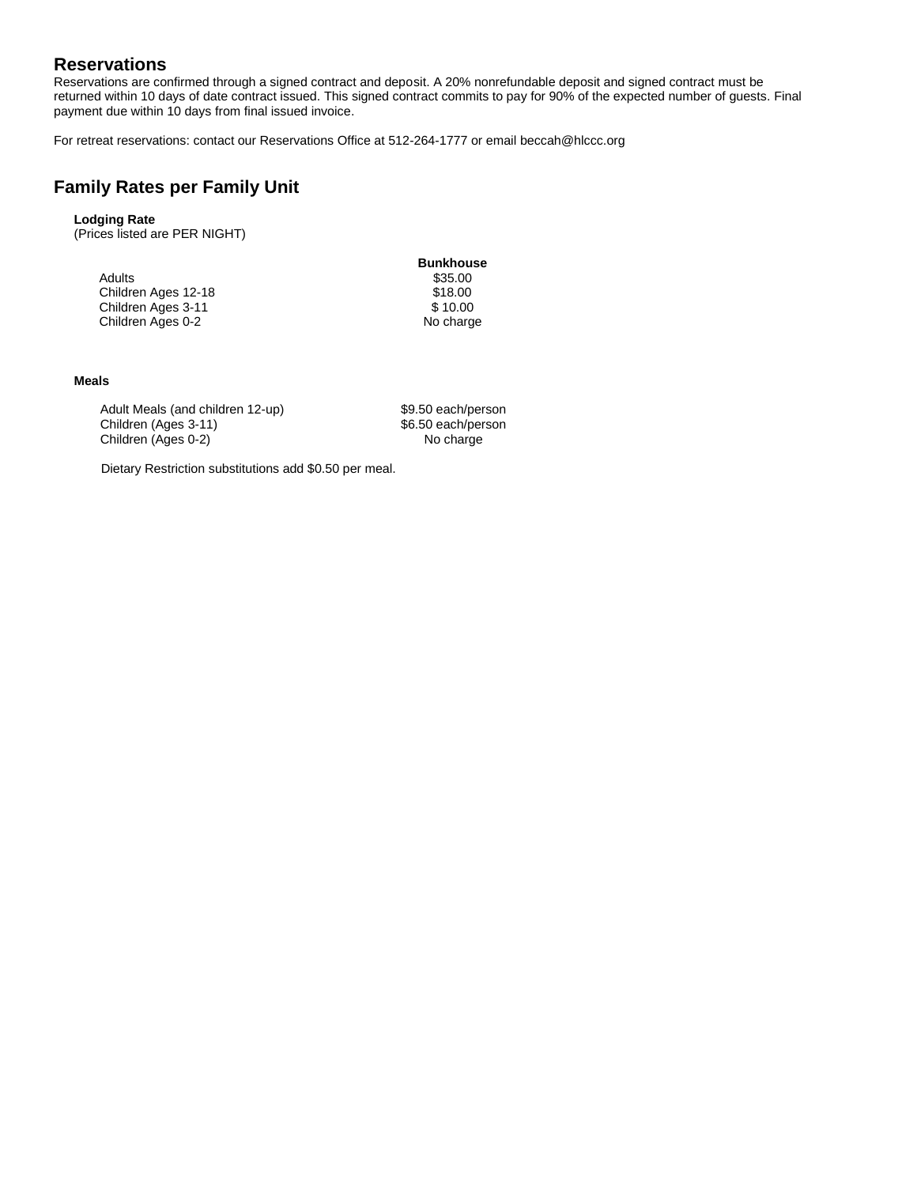## Reservations

Reservations are confirmed through a signed contract and deposit. A 20% nonrefundable deposit and signed contract must be returned within 10 days of date contract issued. This signed contract commits to pay for 90% of the expected number of guests. Final payment due within 10 days from final issued invoice.

For retreat reservations: contact our Reservations Office at 512-264-1777 or email beccah@hlccc.org

## Family Rates per Family Unit

**Lodging Rate**
(Prices listed are PER NIGHT)

| | Bunkhouse |
|---|---|
| Adults | $35.00 |
| Children Ages 12-18 | $18.00 |
| Children Ages 3-11 | $ 10.00 |
| Children Ages 0-2 | No charge |

**Meals**

| | |
|---|---|
| Adult Meals (and children 12-up) | $9.50 each/person |
| Children (Ages 3-11) | $6.50 each/person |
| Children (Ages 0-2) | No charge |

Dietary Restriction substitutions add $0.50 per meal.